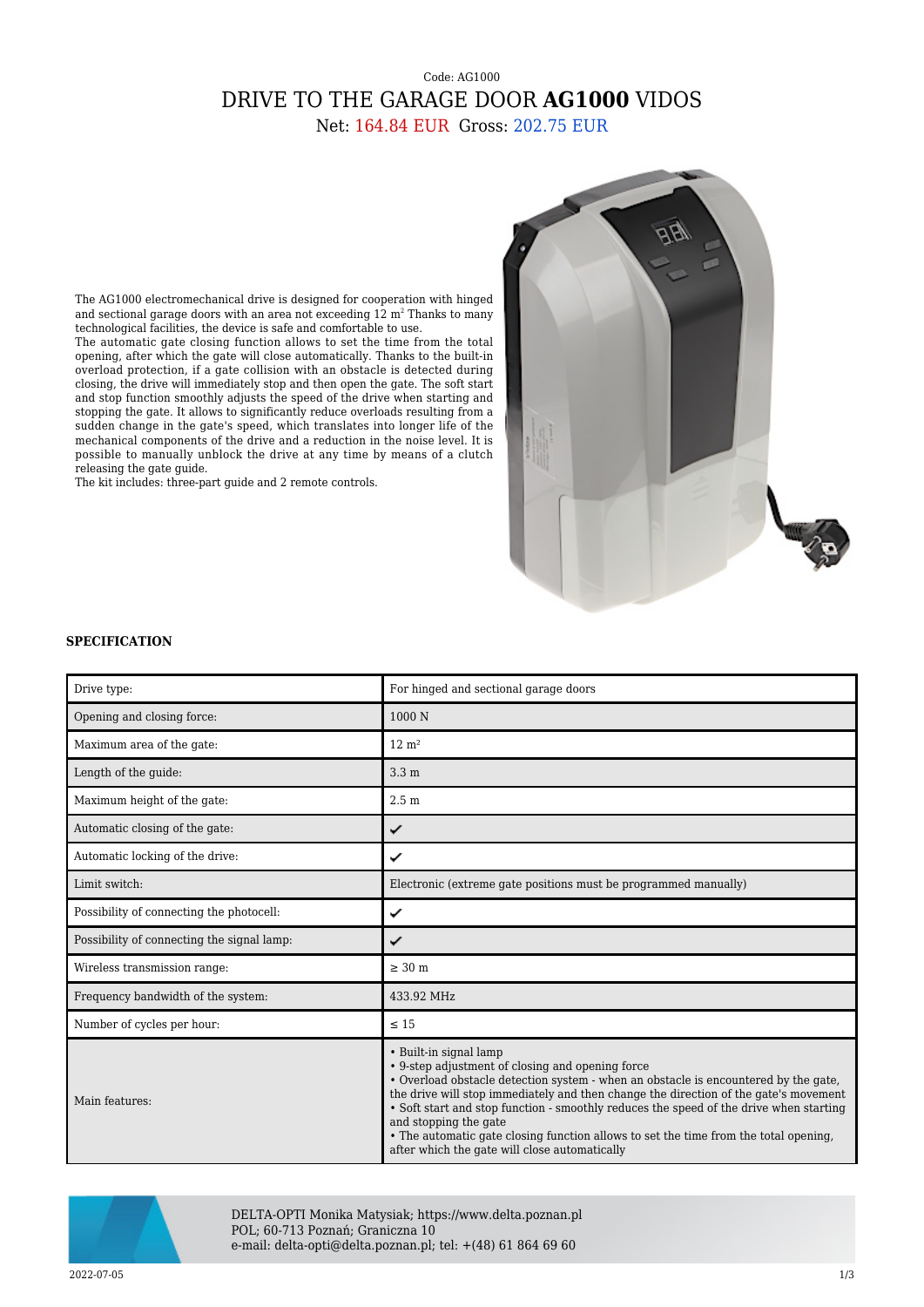Code: AG1000

# DRIVE TO THE GARAGE DOOR **AG1000** VIDOS

Net: 164.84 EUR Gross: 202.75 EUR

The AG1000 electromechanical drive is designed for cooperation with hinged and sectional garage doors with an area not exceeding 12 m² Thanks to many technological facilities, the device is safe and comfortable to use.
The automatic gate closing function allows to set the time from the total opening, after which the gate will close automatically. Thanks to the built-in overload protection, if a gate collision with an obstacle is detected during closing, the drive will immediately stop and then open the gate. The soft start and stop function smoothly adjusts the speed of the drive when starting and stopping the gate. It allows to significantly reduce overloads resulting from a sudden change in the gate's speed, which translates into longer life of the mechanical components of the drive and a reduction in the noise level. It is possible to manually unblock the drive at any time by means of a clutch releasing the gate guide.
The kit includes: three-part guide and 2 remote controls.

### SPECIFICATION

| | |
|---|---|
| Drive type: | For hinged and sectional garage doors |
| Opening and closing force: | 1000 N |
| Maximum area of the gate: | 12 m² |
| Length of the guide: | 3.3 m |
| Maximum height of the gate: | 2.5 m |
| Automatic closing of the gate: | ✔ |
| Automatic locking of the drive: | ✔ |
| Limit switch: | Electronic (extreme gate positions must be programmed manually) |
| Possibility of connecting the photocell: | ✔ |
| Possibility of connecting the signal lamp: | ✔ |
| Wireless transmission range: | ≥ 30 m |
| Frequency bandwidth of the system: | 433.92 MHz |
| Number of cycles per hour: | ≤ 15 |
| Main features: | • Built-in signal lamp<br>• 9-step adjustment of closing and opening force<br>• Overload obstacle detection system - when an obstacle is encountered by the gate, the drive will stop immediately and then change the direction of the gate's movement<br>• Soft start and stop function - smoothly reduces the speed of the drive when starting and stopping the gate<br>• The automatic gate closing function allows to set the time from the total opening, after which the gate will close automatically |

DELTA-OPTI Monika Matysiak; https://www.delta.poznan.pl
POL; 60-713 Poznań; Graniczna 10
e-mail: delta-opti@delta.poznan.pl; tel: +(48) 61 864 69 60

2022-07-05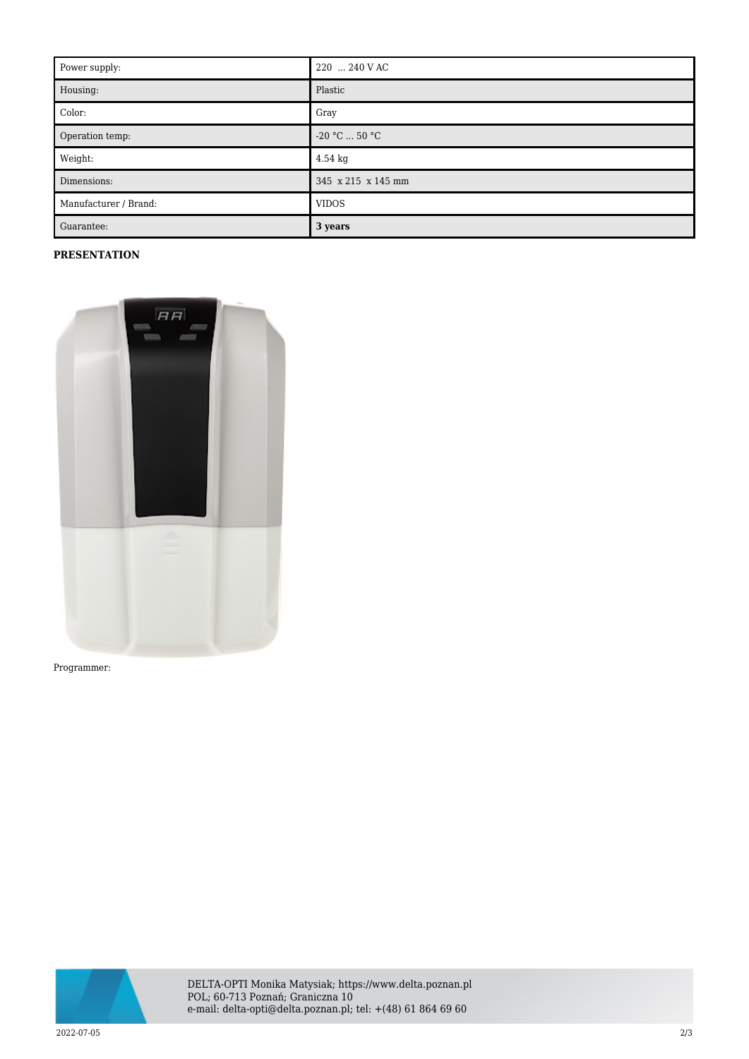| Power supply: | 220 ... 240 V AC |
| --- | --- |
| Housing: | Plastic |
| Color: | Gray |
| Operation temp: | -20 °C ... 50 °C |
| Weight: | 4.54 kg |
| Dimensions: | 345 x 215 x 145 mm |
| Manufacturer / Brand: | VIDOS |
| Guarantee: | **3 years** |

**PRESENTATION**

Programmer: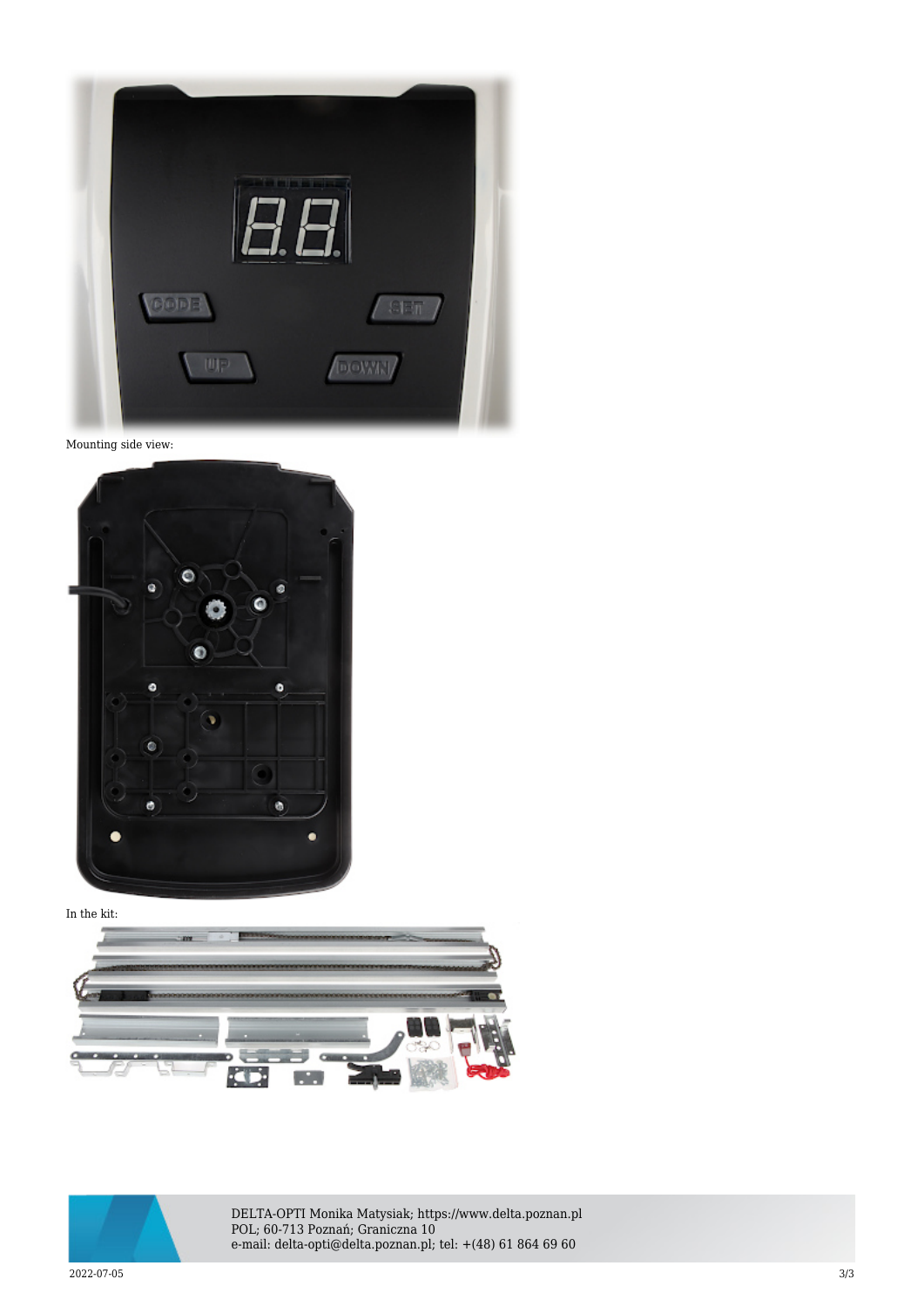Mounting side view:

In the kit: